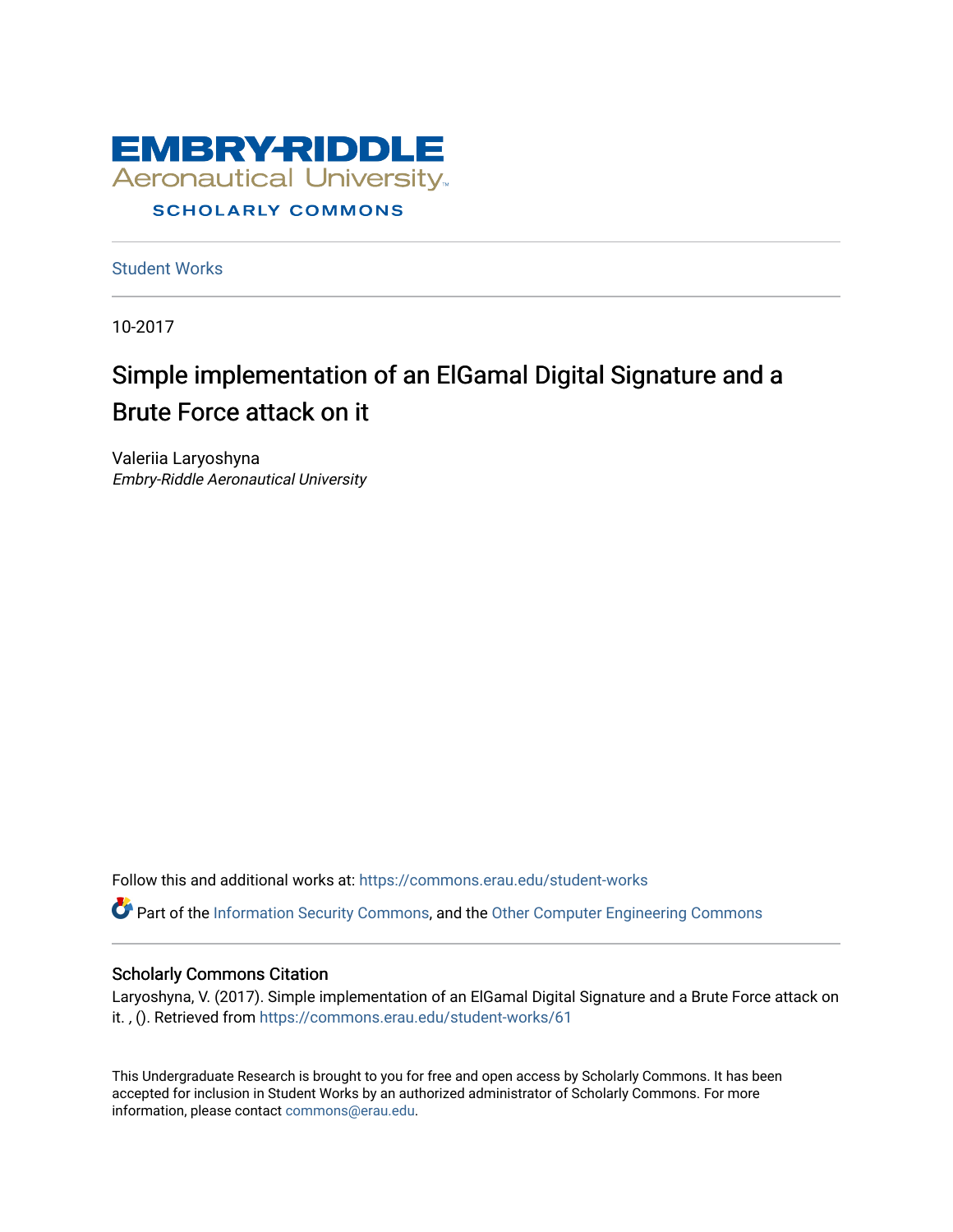EMBRY-RIDDLE
Aeronautical University
SCHOLARLY COMMONS

Student Works

10-2017

# Simple implementation of an ElGamal Digital Signature and a Brute Force attack on it

Valeriia Laryoshyna
*Embry-Riddle Aeronautical University*

Follow this and additional works at: https://commons.erau.edu/student-works

Part of the Information Security Commons, and the Other Computer Engineering Commons

## Scholarly Commons Citation

Laryoshyna, V. (2017). Simple implementation of an ElGamal Digital Signature and a Brute Force attack on it. , (). Retrieved from https://commons.erau.edu/student-works/61

This Undergraduate Research is brought to you for free and open access by Scholarly Commons. It has been accepted for inclusion in Student Works by an authorized administrator of Scholarly Commons. For more information, please contact commons@erau.edu.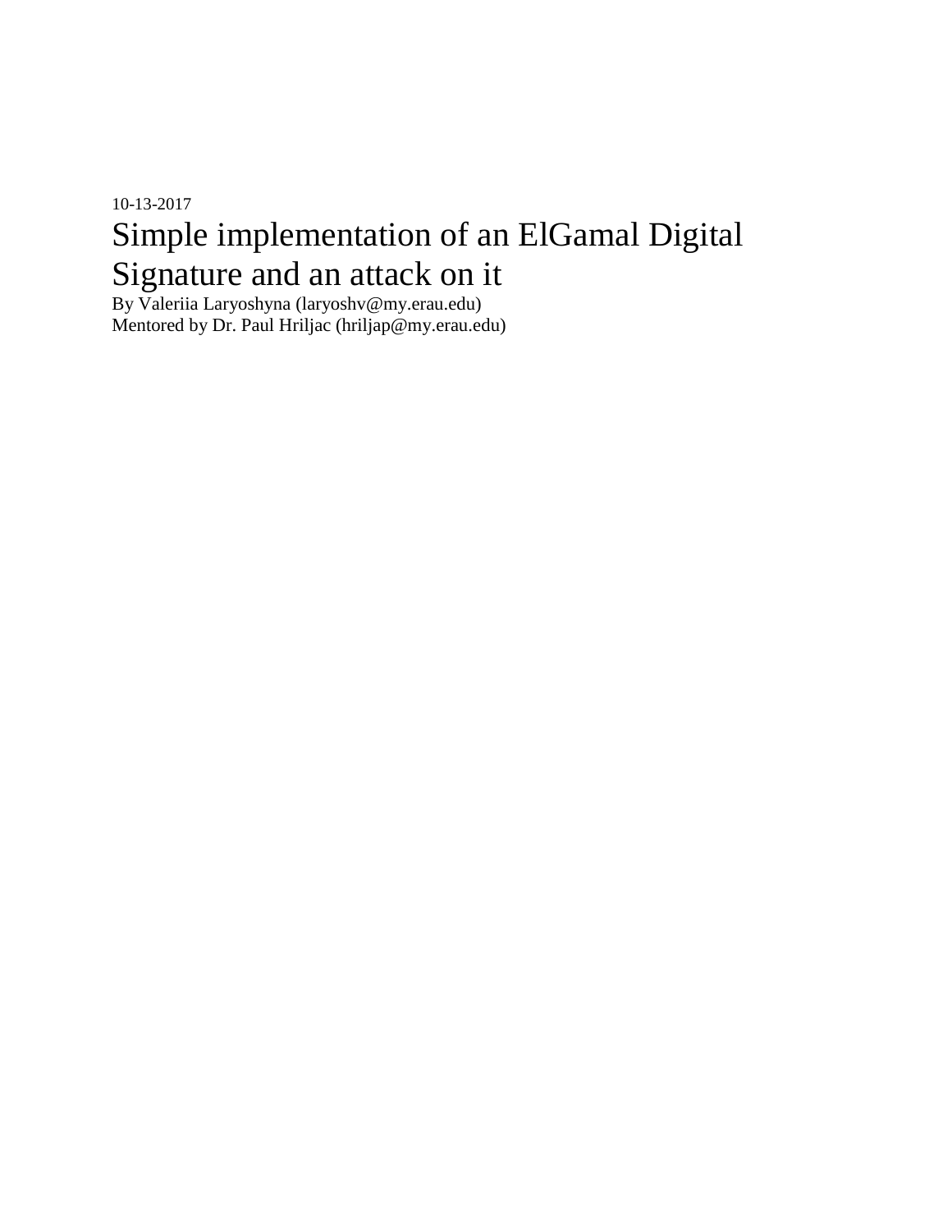10-13-2017

# Simple implementation of an ElGamal Digital Signature and an attack on it

By Valeriia Laryoshyna (laryoshv@my.erau.edu)
Mentored by Dr. Paul Hriljac (hriljap@my.erau.edu)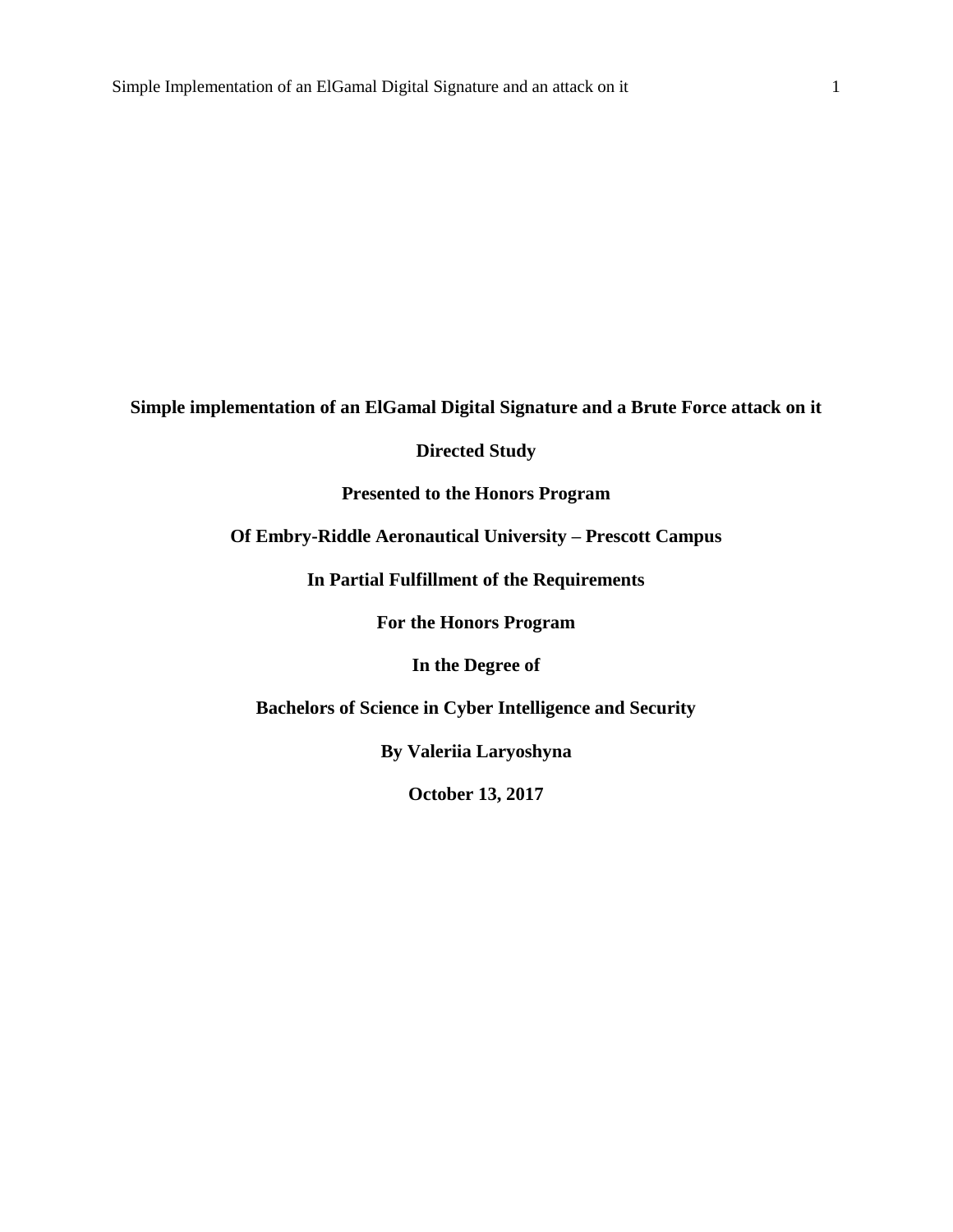**Simple implementation of an ElGamal Digital Signature and a Brute Force attack on it**

**Directed Study**

**Presented to the Honors Program**

**Of Embry-Riddle Aeronautical University – Prescott Campus**

**In Partial Fulfillment of the Requirements**

**For the Honors Program**

**In the Degree of**

**Bachelors of Science in Cyber Intelligence and Security**

**By Valeriia Laryoshyna**

**October 13, 2017**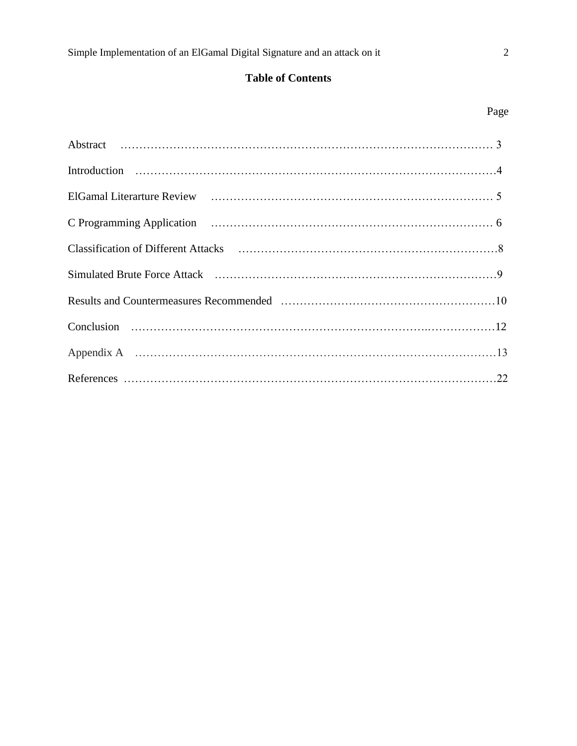# Table of Contents

Page

Abstract ………………………………………………………………………………………… 3

Introduction ……………………………………………………………………………………4

ElGamal Literarture Review ………………………………………………………………… 5

C Programming Application ………………………………………………………………… 6

Classification of Different Attacks ……………………………………………………………8

Simulated Brute Force Attack …………………………………………………………………9

Results and Countermeasures Recommended …………………………………………………10

Conclusion ………………………………………………………………………………………12

Appendix A ………………………………………………………………………………………13

References …………………………………………………………………………………………22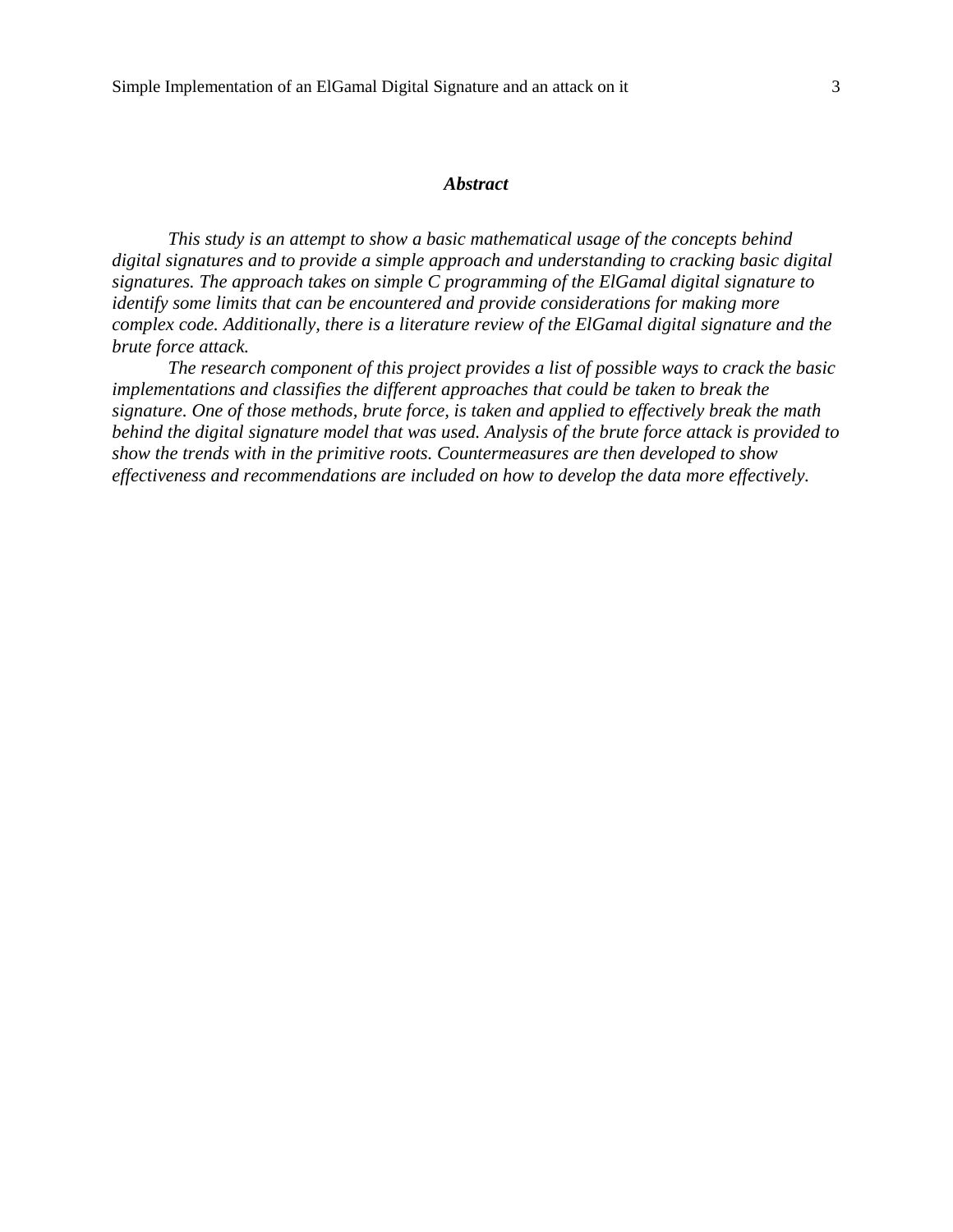### *Abstract*

*This study is an attempt to show a basic mathematical usage of the concepts behind digital signatures and to provide a simple approach and understanding to cracking basic digital signatures. The approach takes on simple C programming of the ElGamal digital signature to identify some limits that can be encountered and provide considerations for making more complex code. Additionally, there is a literature review of the ElGamal digital signature and the brute force attack.*

*The research component of this project provides a list of possible ways to crack the basic implementations and classifies the different approaches that could be taken to break the signature. One of those methods, brute force, is taken and applied to effectively break the math behind the digital signature model that was used. Analysis of the brute force attack is provided to show the trends with in the primitive roots. Countermeasures are then developed to show effectiveness and recommendations are included on how to develop the data more effectively.*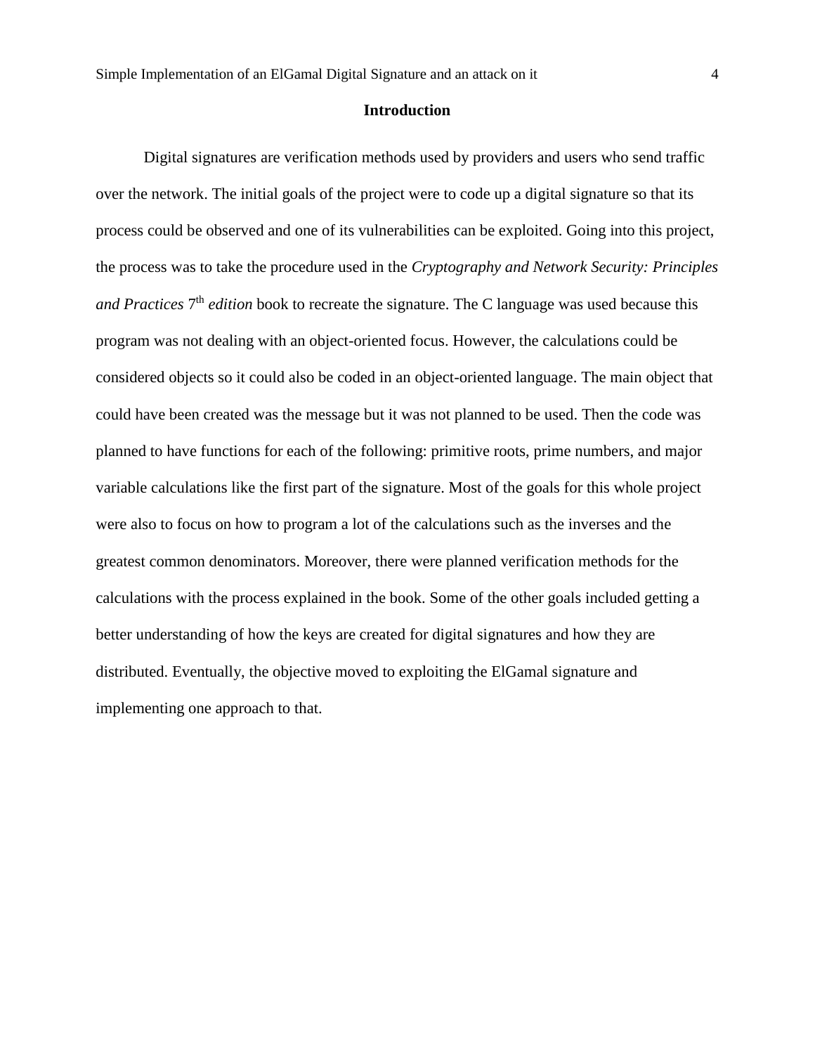## Introduction

Digital signatures are verification methods used by providers and users who send traffic over the network. The initial goals of the project were to code up a digital signature so that its process could be observed and one of its vulnerabilities can be exploited. Going into this project, the process was to take the procedure used in the *Cryptography and Network Security: Principles and Practices* 7th *edition* book to recreate the signature. The C language was used because this program was not dealing with an object-oriented focus. However, the calculations could be considered objects so it could also be coded in an object-oriented language. The main object that could have been created was the message but it was not planned to be used. Then the code was planned to have functions for each of the following: primitive roots, prime numbers, and major variable calculations like the first part of the signature. Most of the goals for this whole project were also to focus on how to program a lot of the calculations such as the inverses and the greatest common denominators. Moreover, there were planned verification methods for the calculations with the process explained in the book. Some of the other goals included getting a better understanding of how the keys are created for digital signatures and how they are distributed. Eventually, the objective moved to exploiting the ElGamal signature and implementing one approach to that.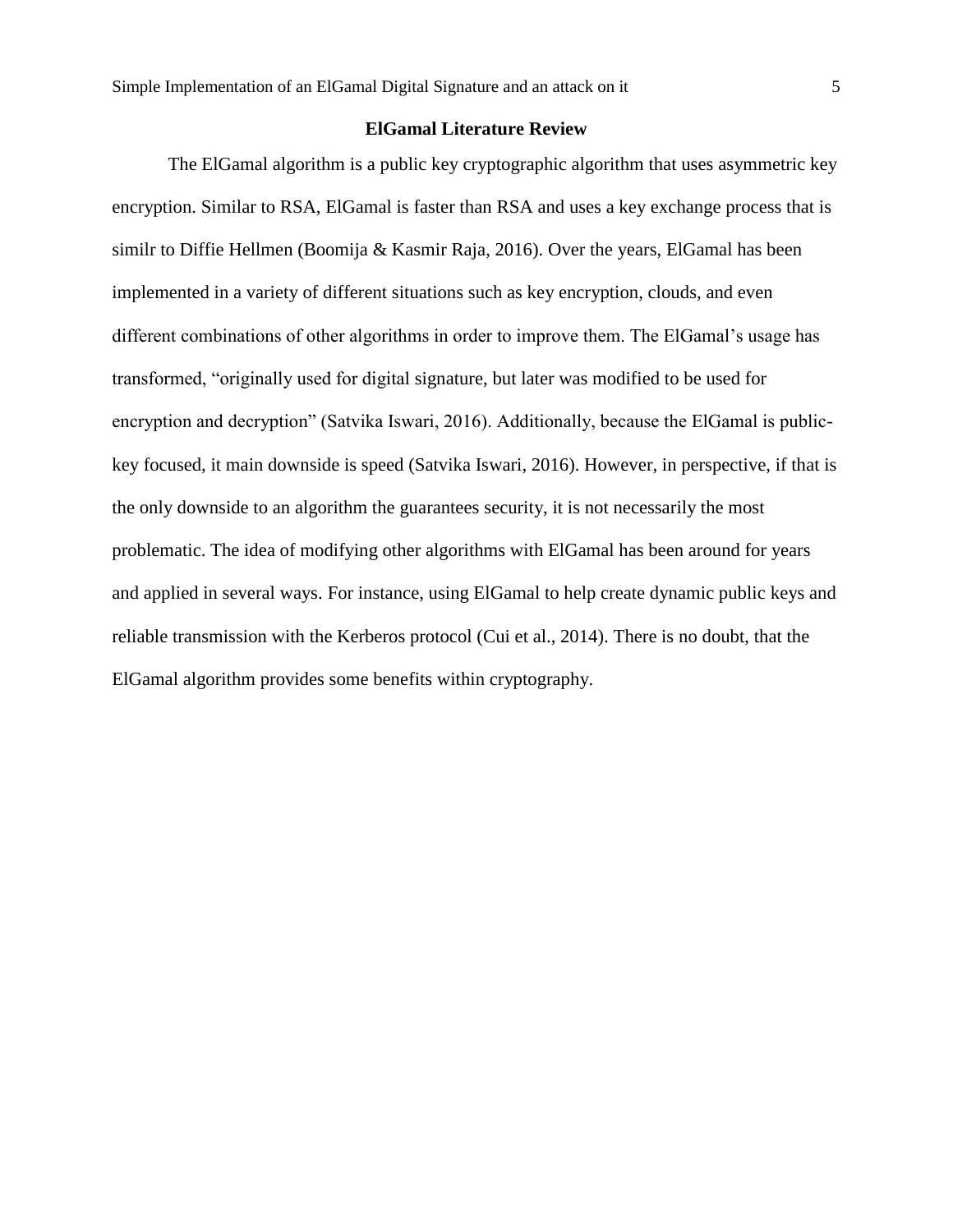## ElGamal Literature Review

The ElGamal algorithm is a public key cryptographic algorithm that uses asymmetric key encryption. Similar to RSA, ElGamal is faster than RSA and uses a key exchange process that is similr to Diffie Hellmen (Boomija & Kasmir Raja, 2016). Over the years, ElGamal has been implemented in a variety of different situations such as key encryption, clouds, and even different combinations of other algorithms in order to improve them. The ElGamal's usage has transformed, "originally used for digital signature, but later was modified to be used for encryption and decryption" (Satvika Iswari, 2016). Additionally, because the ElGamal is public-key focused, it main downside is speed (Satvika Iswari, 2016). However, in perspective, if that is the only downside to an algorithm the guarantees security, it is not necessarily the most problematic. The idea of modifying other algorithms with ElGamal has been around for years and applied in several ways. For instance, using ElGamal to help create dynamic public keys and reliable transmission with the Kerberos protocol (Cui et al., 2014). There is no doubt, that the ElGamal algorithm provides some benefits within cryptography.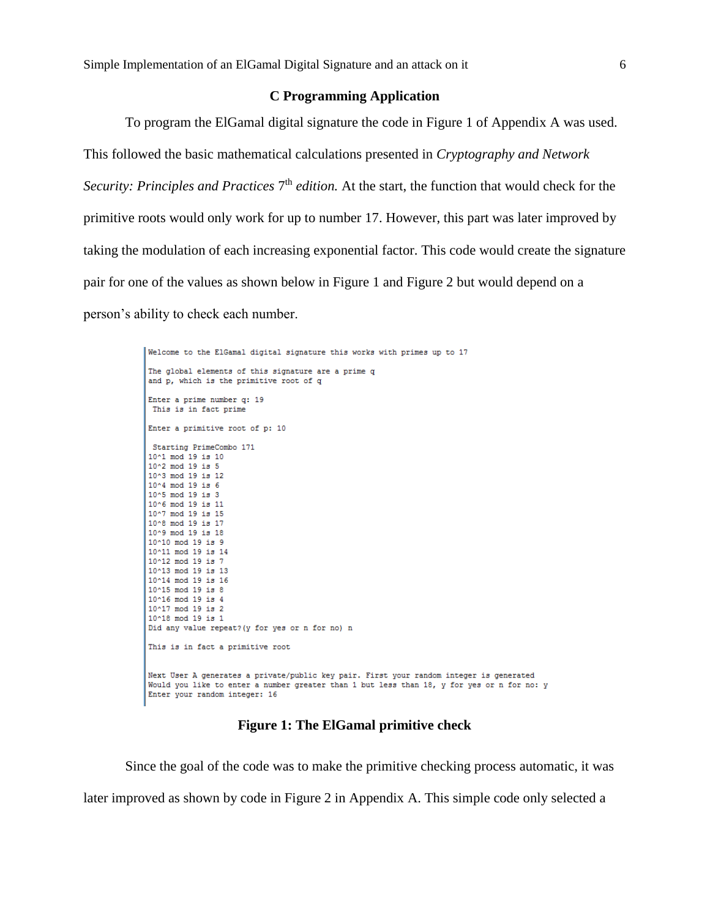## C Programming Application

To program the ElGamal digital signature the code in Figure 1 of Appendix A was used. This followed the basic mathematical calculations presented in *Cryptography and Network Security: Principles and Practices* 7th *edition.* At the start, the function that would check for the primitive roots would only work for up to number 17. However, this part was later improved by taking the modulation of each increasing exponential factor. This code would create the signature pair for one of the values as shown below in Figure 1 and Figure 2 but would depend on a person's ability to check each number.

```
Welcome to the ElGamal digital signature this works with primes up to 17

The global elements of this signature are a prime q
and p, which is the primitive root of q

Enter a prime number q: 19
 This is in fact prime

Enter a primitive root of p: 10

 Starting PrimeCombo 171
10^1 mod 19 is 10
10^2 mod 19 is 5
10^3 mod 19 is 12
10^4 mod 19 is 6
10^5 mod 19 is 3
10^6 mod 19 is 11
10^7 mod 19 is 15
10^8 mod 19 is 17
10^9 mod 19 is 18
10^10 mod 19 is 9
10^11 mod 19 is 14
10^12 mod 19 is 7
10^13 mod 19 is 13
10^14 mod 19 is 16
10^15 mod 19 is 8
10^16 mod 19 is 4
10^17 mod 19 is 2
10^18 mod 19 is 1
Did any value repeat?(y for yes or n for no) n

This is in fact a primitive root


Next User A generates a private/public key pair. First your random integer is generated
Would you like to enter a number greater than 1 but less than 18, y for yes or n for no: y
Enter your random integer: 16
```

**Figure 1: The ElGamal primitive check**

Since the goal of the code was to make the primitive checking process automatic, it was later improved as shown by code in Figure 2 in Appendix A. This simple code only selected a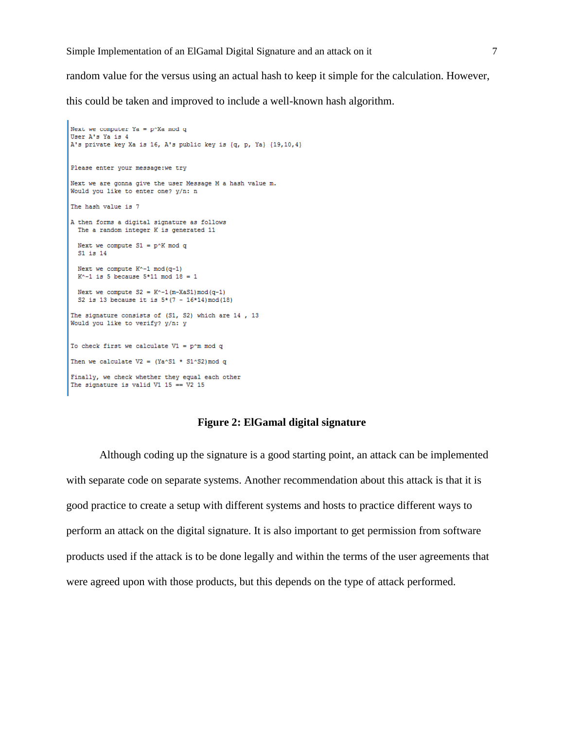random value for the versus using an actual hash to keep it simple for the calculation. However, this could be taken and improved to include a well-known hash algorithm.

```
Next we computer Ya = p^Xa mod q
User A's Ya is 4
A's private key Xa is 16, A's public key is {q, p, Ya} {19,10,4}


Please enter your message:we try

Next we are gonna give the user Message M a hash value m.
Would you like to enter one? y/n: n

The hash value is 7

A then forms a digital signature as follows
  The a random integer K is generated 11

  Next we compute S1 = p^K mod q
  S1 is 14

  Next we compute K^-1 mod(q-1)
  K^-1 is 5 because 5*11 mod 18 = 1

  Next we compute S2 = K^-1(m-XaS1)mod(q-1)
  S2 is 13 because it is 5*(7 - 16*14)mod(18)

The signature consists of (S1, S2) which are 14 , 13
Would you like to verify? y/n: y


To check first we calculate V1 = p^m mod q

Then we calculate V2 = (Ya^S1 * S1^S2)mod q

Finally, we check whether they equal each other
The signature is valid V1 15 == V2 15
```

**Figure 2: ElGamal digital signature**

Although coding up the signature is a good starting point, an attack can be implemented with separate code on separate systems. Another recommendation about this attack is that it is good practice to create a setup with different systems and hosts to practice different ways to perform an attack on the digital signature. It is also important to get permission from software products used if the attack is to be done legally and within the terms of the user agreements that were agreed upon with those products, but this depends on the type of attack performed.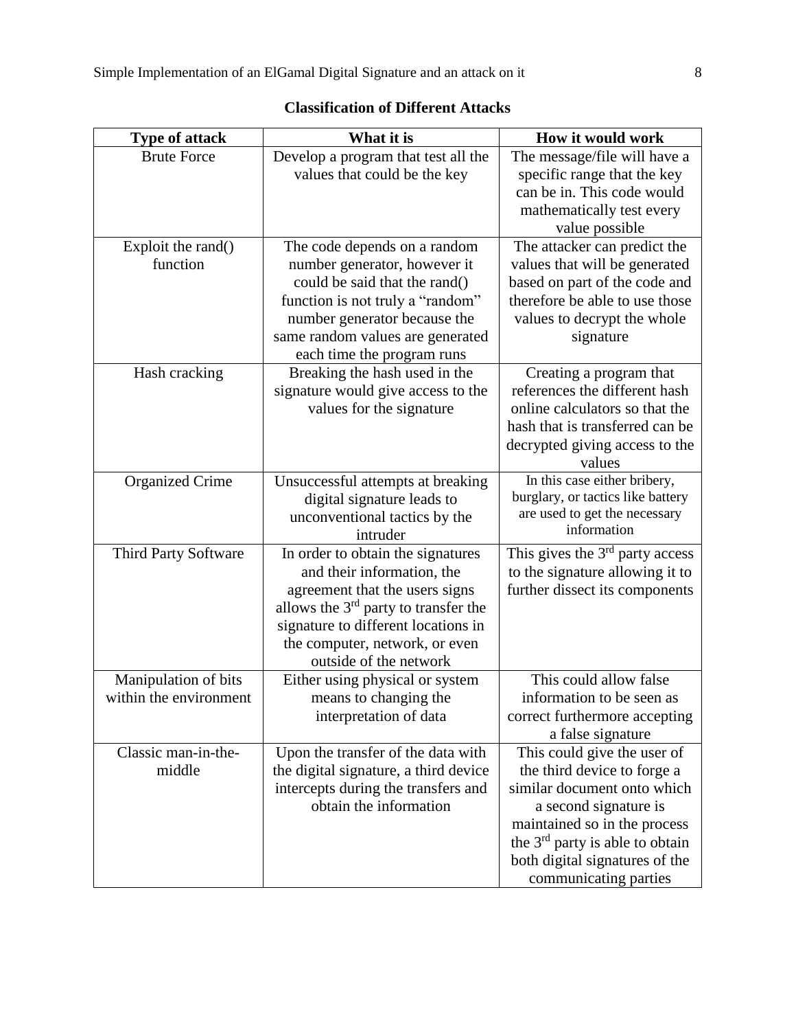**Classification of Different Attacks**

| Type of attack | What it is | How it would work |
| --- | --- | --- |
| Brute Force | Develop a program that test all the values that could be the key | The message/file will have a specific range that the key can be in. This code would mathematically test every value possible |
| Exploit the rand() function | The code depends on a random number generator, however it could be said that the rand() function is not truly a "random" number generator because the same random values are generated each time the program runs | The attacker can predict the values that will be generated based on part of the code and therefore be able to use those values to decrypt the whole signature |
| Hash cracking | Breaking the hash used in the signature would give access to the values for the signature | Creating a program that references the different hash online calculators so that the hash that is transferred can be decrypted giving access to the values |
| Organized Crime | Unsuccessful attempts at breaking digital signature leads to unconventional tactics by the intruder | In this case either bribery, burglary, or tactics like battery are used to get the necessary information |
| Third Party Software | In order to obtain the signatures and their information, the agreement that the users signs allows the 3rd party to transfer the signature to different locations in the computer, network, or even outside of the network | This gives the 3rd party access to the signature allowing it to further dissect its components |
| Manipulation of bits within the environment | Either using physical or system means to changing the interpretation of data | This could allow false information to be seen as correct furthermore accepting a false signature |
| Classic man-in-the-middle | Upon the transfer of the data with the digital signature, a third device intercepts during the transfers and obtain the information | This could give the user of the third device to forge a similar document onto which a second signature is maintained so in the process the 3rd party is able to obtain both digital signatures of the communicating parties |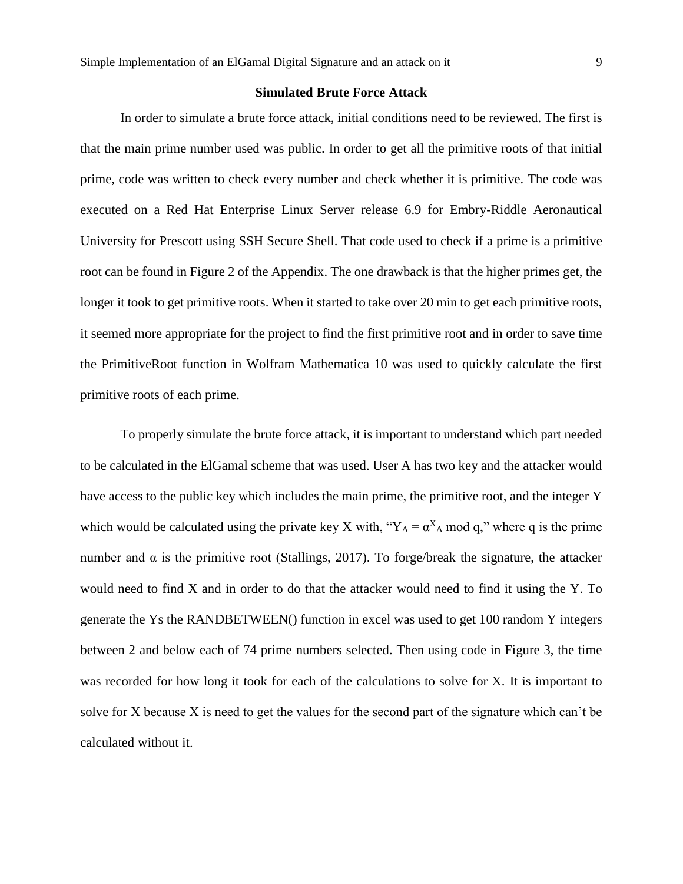## Simulated Brute Force Attack

In order to simulate a brute force attack, initial conditions need to be reviewed. The first is that the main prime number used was public. In order to get all the primitive roots of that initial prime, code was written to check every number and check whether it is primitive. The code was executed on a Red Hat Enterprise Linux Server release 6.9 for Embry-Riddle Aeronautical University for Prescott using SSH Secure Shell. That code used to check if a prime is a primitive root can be found in Figure 2 of the Appendix. The one drawback is that the higher primes get, the longer it took to get primitive roots. When it started to take over 20 min to get each primitive roots, it seemed more appropriate for the project to find the first primitive root and in order to save time the PrimitiveRoot function in Wolfram Mathematica 10 was used to quickly calculate the first primitive roots of each prime.

To properly simulate the brute force attack, it is important to understand which part needed to be calculated in the ElGamal scheme that was used. User A has two key and the attacker would have access to the public key which includes the main prime, the primitive root, and the integer Y which would be calculated using the private key X with, "$Y_A = \alpha^{X_A} \bmod q$," where q is the prime number and α is the primitive root (Stallings, 2017). To forge/break the signature, the attacker would need to find X and in order to do that the attacker would need to find it using the Y. To generate the Ys the RANDBETWEEN() function in excel was used to get 100 random Y integers between 2 and below each of 74 prime numbers selected. Then using code in Figure 3, the time was recorded for how long it took for each of the calculations to solve for X. It is important to solve for X because X is need to get the values for the second part of the signature which can't be calculated without it.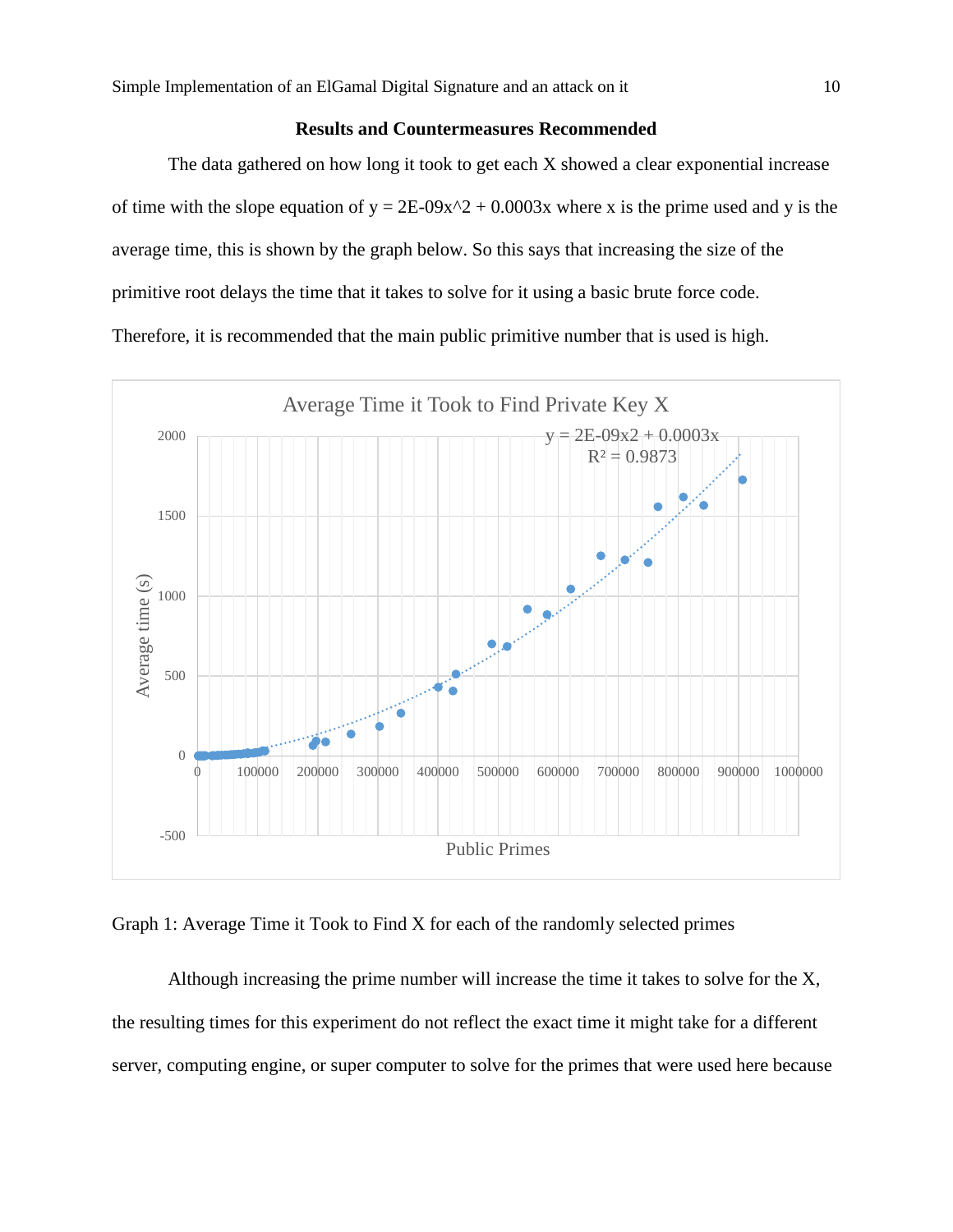## Results and Countermeasures Recommended

The data gathered on how long it took to get each X showed a clear exponential increase of time with the slope equation of $y = 2E\text{-}09x^2 + 0.0003x$ where x is the prime used and y is the average time, this is shown by the graph below. So this says that increasing the size of the primitive root delays the time that it takes to solve for it using a basic brute force code. Therefore, it is recommended that the main public primitive number that is used is high.

Graph 1: Average Time it Took to Find X for each of the randomly selected primes

Although increasing the prime number will increase the time it takes to solve for the X, the resulting times for this experiment do not reflect the exact time it might take for a different server, computing engine, or super computer to solve for the primes that were used here because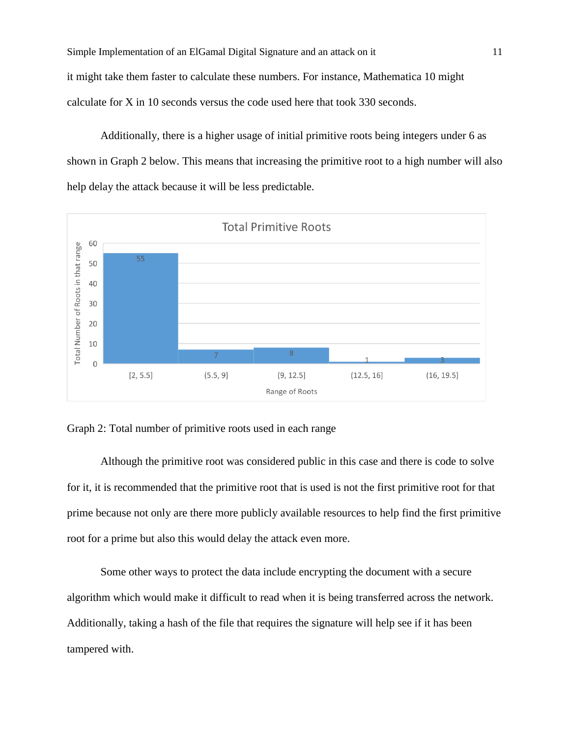it might take them faster to calculate these numbers. For instance, Mathematica 10 might calculate for X in 10 seconds versus the code used here that took 330 seconds.

Additionally, there is a higher usage of initial primitive roots being integers under 6 as shown in Graph 2 below. This means that increasing the primitive root to a high number will also help delay the attack because it will be less predictable.

**Total Primitive Roots**

| Range of Roots | Total Number of Roots in that range |
|---|---|
| [2, 5.5] | 55 |
| (5.5, 9] | 7 |
| (9, 12.5] | 8 |
| (12.5, 16] | 1 |
| (16, 19.5] | 3 |

Graph 2: Total number of primitive roots used in each range

Although the primitive root was considered public in this case and there is code to solve for it, it is recommended that the primitive root that is used is not the first primitive root for that prime because not only are there more publicly available resources to help find the first primitive root for a prime but also this would delay the attack even more.

Some other ways to protect the data include encrypting the document with a secure algorithm which would make it difficult to read when it is being transferred across the network. Additionally, taking a hash of the file that requires the signature will help see if it has been tampered with.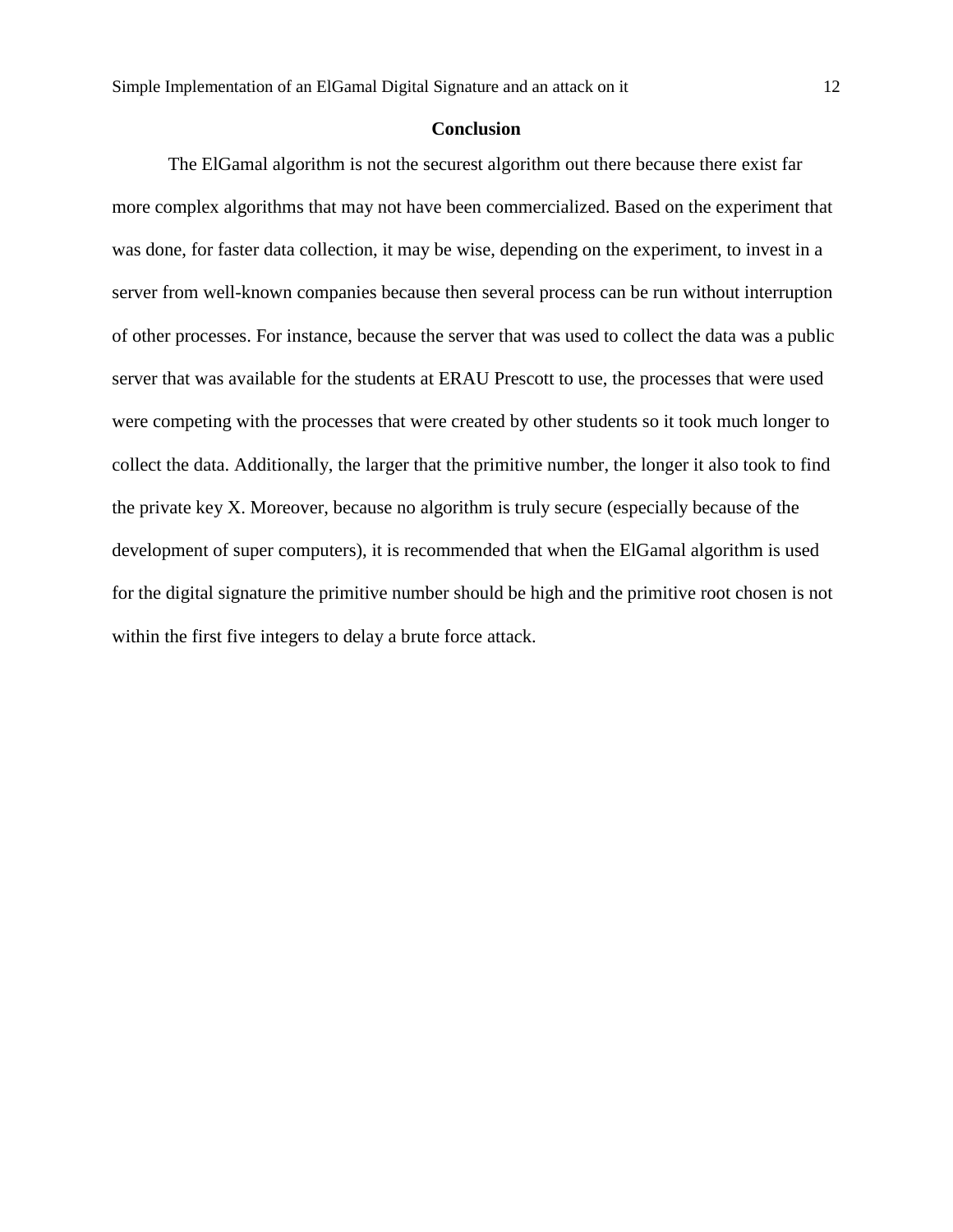## Conclusion

The ElGamal algorithm is not the securest algorithm out there because there exist far more complex algorithms that may not have been commercialized. Based on the experiment that was done, for faster data collection, it may be wise, depending on the experiment, to invest in a server from well-known companies because then several process can be run without interruption of other processes. For instance, because the server that was used to collect the data was a public server that was available for the students at ERAU Prescott to use, the processes that were used were competing with the processes that were created by other students so it took much longer to collect the data. Additionally, the larger that the primitive number, the longer it also took to find the private key X. Moreover, because no algorithm is truly secure (especially because of the development of super computers), it is recommended that when the ElGamal algorithm is used for the digital signature the primitive number should be high and the primitive root chosen is not within the first five integers to delay a brute force attack.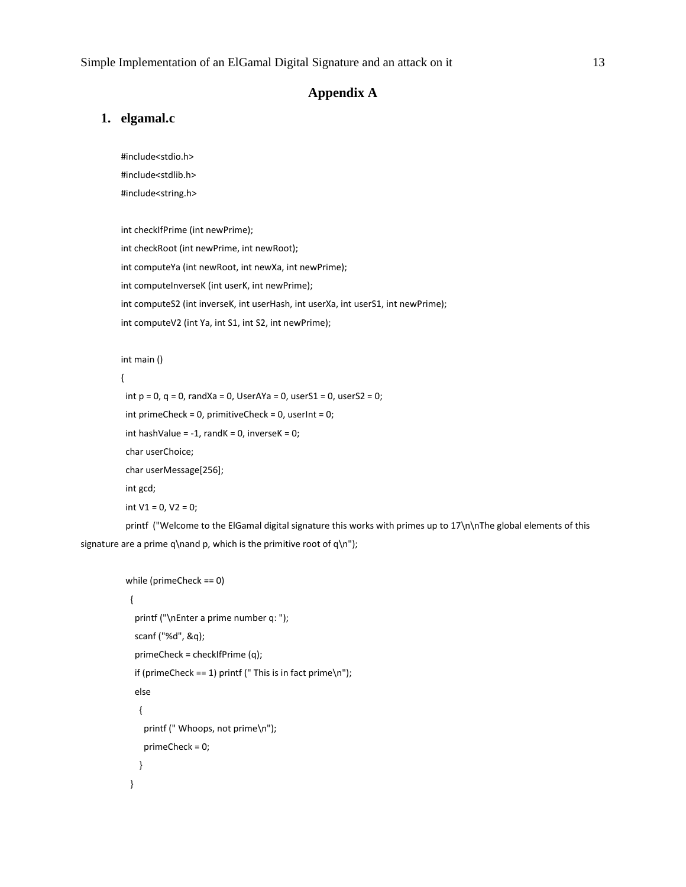# Appendix A

## 1. elgamal.c

```
#include<stdio.h>
#include<stdlib.h>
#include<string.h>

int checkIfPrime (int newPrime);
int checkRoot (int newPrime, int newRoot);
int computeYa (int newRoot, int newXa, int newPrime);
int computeInverseK (int userK, int newPrime);
int computeS2 (int inverseK, int userHash, int userXa, int userS1, int newPrime);
int computeV2 (int Ya, int S1, int S2, int newPrime);

int main ()
{
  int p = 0, q = 0, randXa = 0, UserAYa = 0, userS1 = 0, userS2 = 0;
  int primeCheck = 0, primitiveCheck = 0, userInt = 0;
  int hashValue = -1, randK = 0, inverseK = 0;
  char userChoice;
  char userMessage[256];
  int gcd;
  int V1 = 0, V2 = 0;
  printf  ("Welcome to the ElGamal digital signature this works with primes up to 17\n\nThe global elements of this
signature are a prime q\nand p, which is the primitive root of q\n");

  while (primeCheck == 0)
   {
     printf ("\nEnter a prime number q: ");
     scanf ("%d", &q);
     primeCheck = checkIfPrime (q);
     if (primeCheck == 1) printf (" This is in fact prime\n");
     else
       {
         printf (" Whoops, not prime\n");
         primeCheck = 0;
       }
   }
```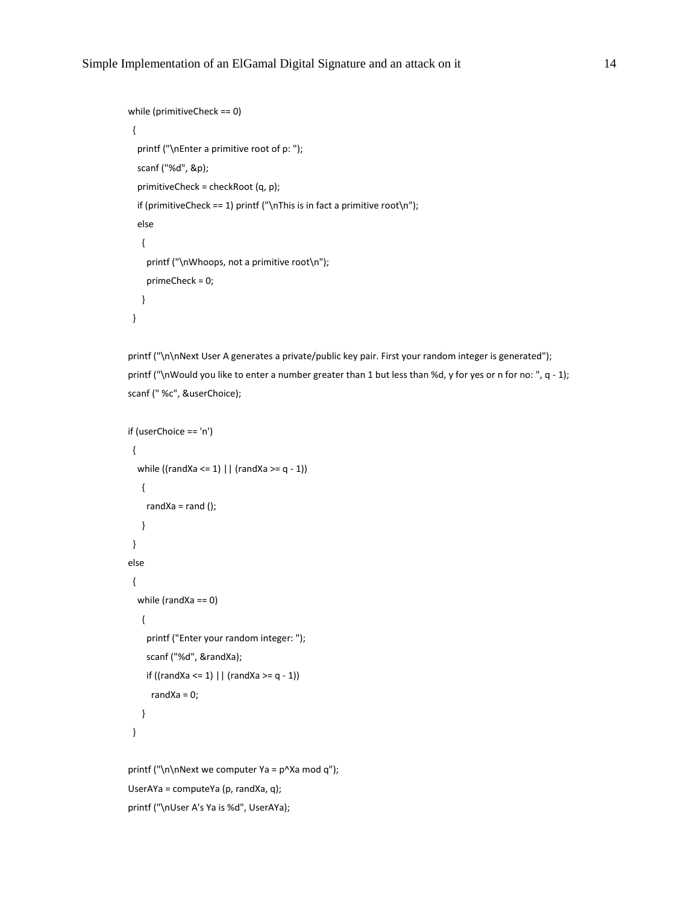```
while (primitiveCheck == 0)
  {
    printf ("\nEnter a primitive root of p: ");
    scanf ("%d", &p);
    primitiveCheck = checkRoot (q, p);
    if (primitiveCheck == 1) printf ("\nThis is in fact a primitive root\n");
    else
      {
        printf ("\nWhoops, not a primitive root\n");
        primeCheck = 0;
      }
  }

printf ("\n\nNext User A generates a private/public key pair. First your random integer is generated");
printf ("\nWould you like to enter a number greater than 1 but less than %d, y for yes or n for no: ", q - 1);
scanf (" %c", &userChoice);

if (userChoice == 'n')
  {
    while ((randXa <= 1) || (randXa >= q - 1))
      {
        randXa = rand ();
      }
  }
else
  {
    while (randXa == 0)
      {
        printf ("Enter your random integer: ");
        scanf ("%d", &randXa);
        if ((randXa <= 1) || (randXa >= q - 1))
          randXa = 0;
      }
  }

printf ("\n\nNext we computer Ya = p^Xa mod q");
UserAYa = computeYa (p, randXa, q);
printf ("\nUser A's Ya is %d", UserAYa);
```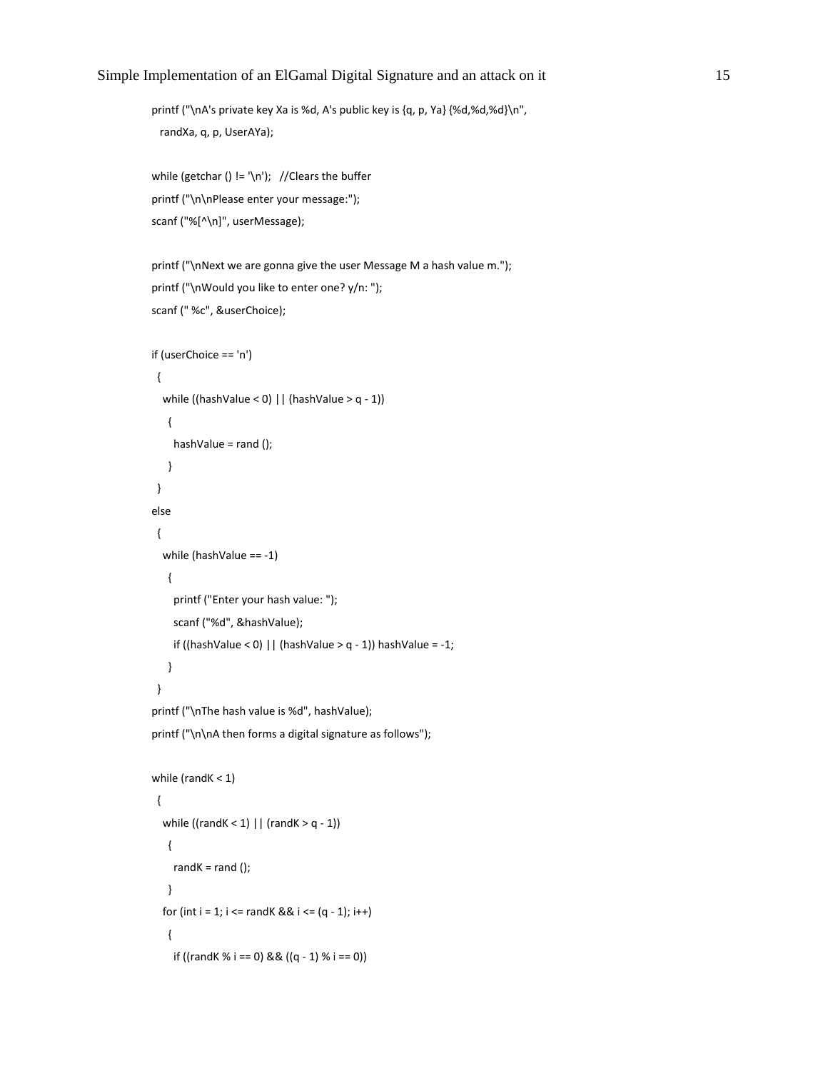```c
printf ("\nA's private key Xa is %d, A's public key is {q, p, Ya} {%d,%d,%d}\n",
  randXa, q, p, UserAYa);

while (getchar () != '\n');   //Clears the buffer
printf ("\n\nPlease enter your message:");
scanf ("%[^\n]", userMessage);

printf ("\nNext we are gonna give the user Message M a hash value m.");
printf ("\nWould you like to enter one? y/n: ");
scanf (" %c", &userChoice);

if (userChoice == 'n')
  {
    while ((hashValue < 0) || (hashValue > q - 1))
      {
        hashValue = rand ();
      }
  }
else
  {
    while (hashValue == -1)
      {
        printf ("Enter your hash value: ");
        scanf ("%d", &hashValue);
        if ((hashValue < 0) || (hashValue > q - 1)) hashValue = -1;
      }
  }
printf ("\nThe hash value is %d", hashValue);
printf ("\n\nA then forms a digital signature as follows");

while (randK < 1)
  {
    while ((randK < 1) || (randK > q - 1))
      {
        randK = rand ();
      }
    for (int i = 1; i <= randK && i <= (q - 1); i++)
      {
        if ((randK % i == 0) && ((q - 1) % i == 0))
```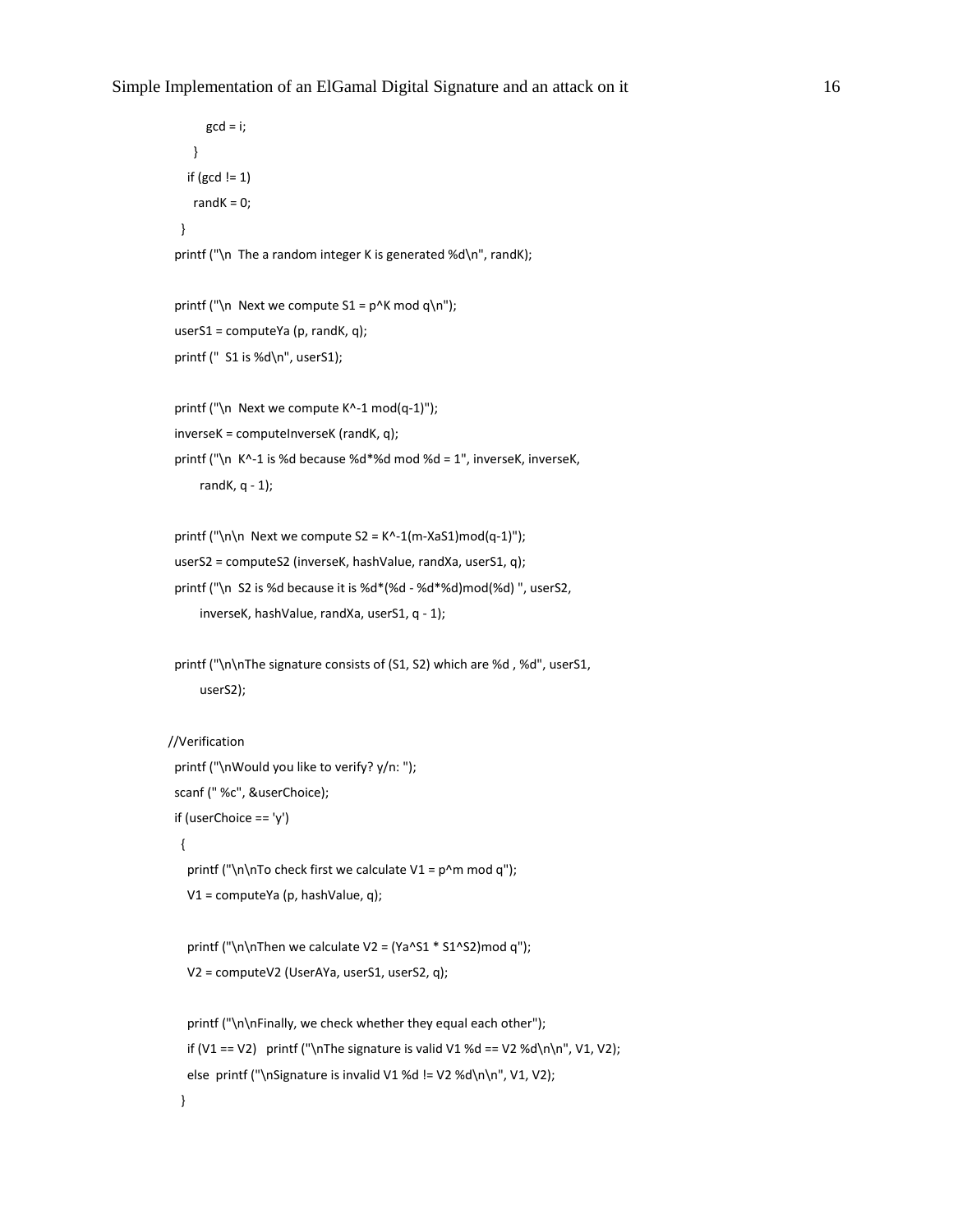```
        gcd = i;
      }
    if (gcd != 1)
      randK = 0;
  }
  printf ("\n  The a random integer K is generated %d\n", randK);

  printf ("\n  Next we compute S1 = p^K mod q\n");
  userS1 = computeYa (p, randK, q);
  printf ("  S1 is %d\n", userS1);

  printf ("\n  Next we compute K^-1 mod(q-1)");
  inverseK = computeInverseK (randK, q);
  printf ("\n  K^-1 is %d because %d*%d mod %d = 1", inverseK, inverseK,
        randK, q - 1);

  printf ("\n\n  Next we compute S2 = K^-1(m-XaS1)mod(q-1)");
  userS2 = computeS2 (inverseK, hashValue, randXa, userS1, q);
  printf ("\n  S2 is %d because it is %d*(%d - %d*%d)mod(%d) ", userS2,
        inverseK, hashValue, randXa, userS1, q - 1);

  printf ("\n\nThe signature consists of (S1, S2) which are %d , %d", userS1,
        userS2);

//Verification
  printf ("\nWould you like to verify? y/n: ");
  scanf (" %c", &userChoice);
  if (userChoice == 'y')
    {
      printf ("\n\nTo check first we calculate V1 = p^m mod q");
      V1 = computeYa (p, hashValue, q);

      printf ("\n\nThen we calculate V2 = (Ya^S1 * S1^S2)mod q");
      V2 = computeV2 (UserAYa, userS1, userS2, q);

      printf ("\n\nFinally, we check whether they equal each other");
      if (V1 == V2)   printf ("\nThe signature is valid V1 %d == V2 %d\n\n", V1, V2);
      else  printf ("\nSignature is invalid V1 %d != V2 %d\n\n", V1, V2);
    }
```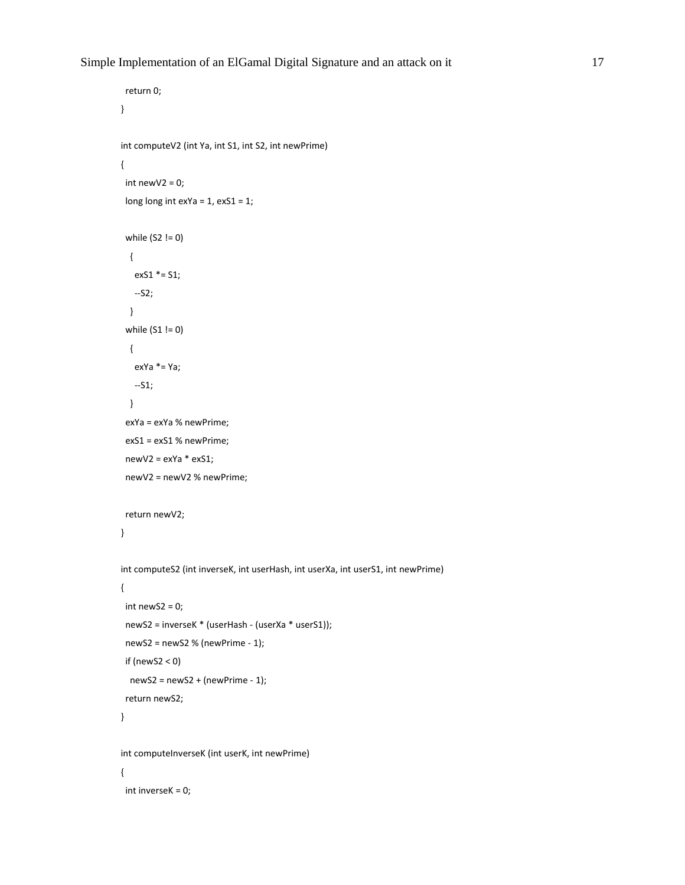```
  return 0;
}

int computeV2 (int Ya, int S1, int S2, int newPrime)
{
  int newV2 = 0;
  long long int exYa = 1, exS1 = 1;

  while (S2 != 0)
    {
      exS1 *= S1;
      --S2;
    }
  while (S1 != 0)
    {
      exYa *= Ya;
      --S1;
    }
  exYa = exYa % newPrime;
  exS1 = exS1 % newPrime;
  newV2 = exYa * exS1;
  newV2 = newV2 % newPrime;

  return newV2;
}

int computeS2 (int inverseK, int userHash, int userXa, int userS1, int newPrime)
{
  int newS2 = 0;
  newS2 = inverseK * (userHash - (userXa * userS1));
  newS2 = newS2 % (newPrime - 1);
  if (newS2 < 0)
    newS2 = newS2 + (newPrime - 1);
  return newS2;
}

int computeInverseK (int userK, int newPrime)
{
  int inverseK = 0;
```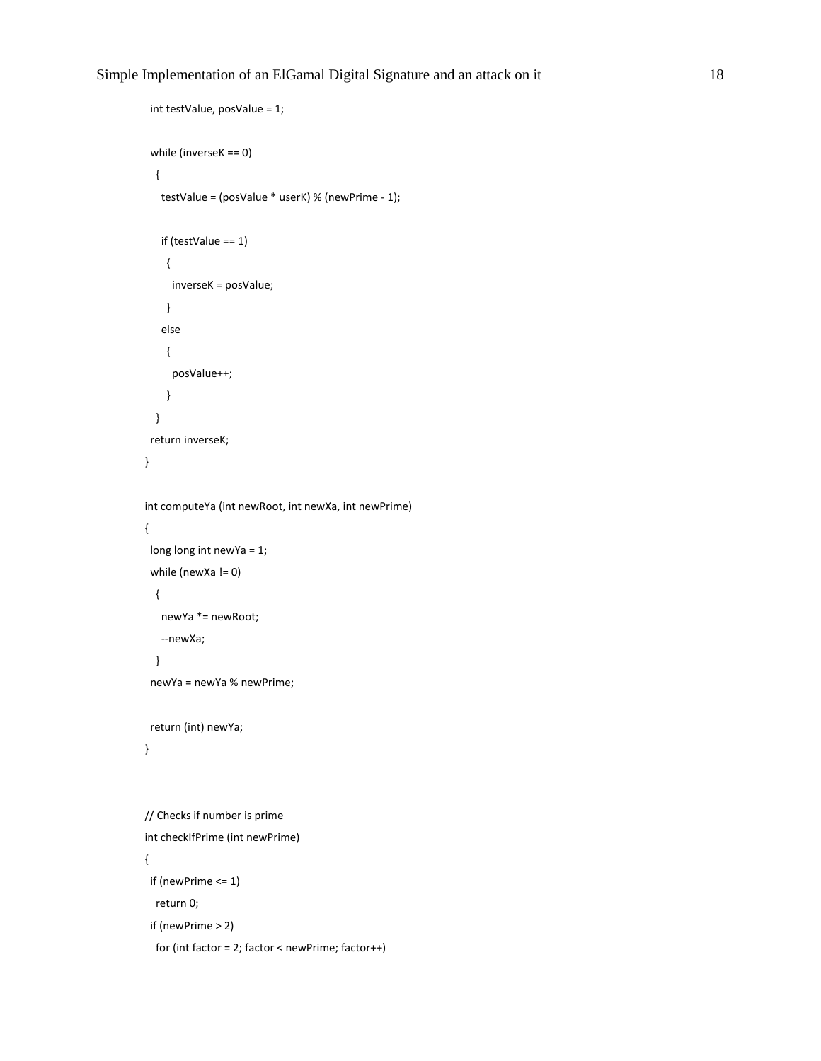```
  int testValue, posValue = 1;

  while (inverseK == 0)
   {
     testValue = (posValue * userK) % (newPrime - 1);

     if (testValue == 1)
      {
        inverseK = posValue;
      }
     else
      {
        posValue++;
      }
   }
  return inverseK;
}

int computeYa (int newRoot, int newXa, int newPrime)
{
  long long int newYa = 1;
  while (newXa != 0)
   {
     newYa *= newRoot;
     --newXa;
   }
  newYa = newYa % newPrime;

  return (int) newYa;
}


// Checks if number is prime
int checkIfPrime (int newPrime)
{
  if (newPrime <= 1)
    return 0;
  if (newPrime > 2)
    for (int factor = 2; factor < newPrime; factor++)
```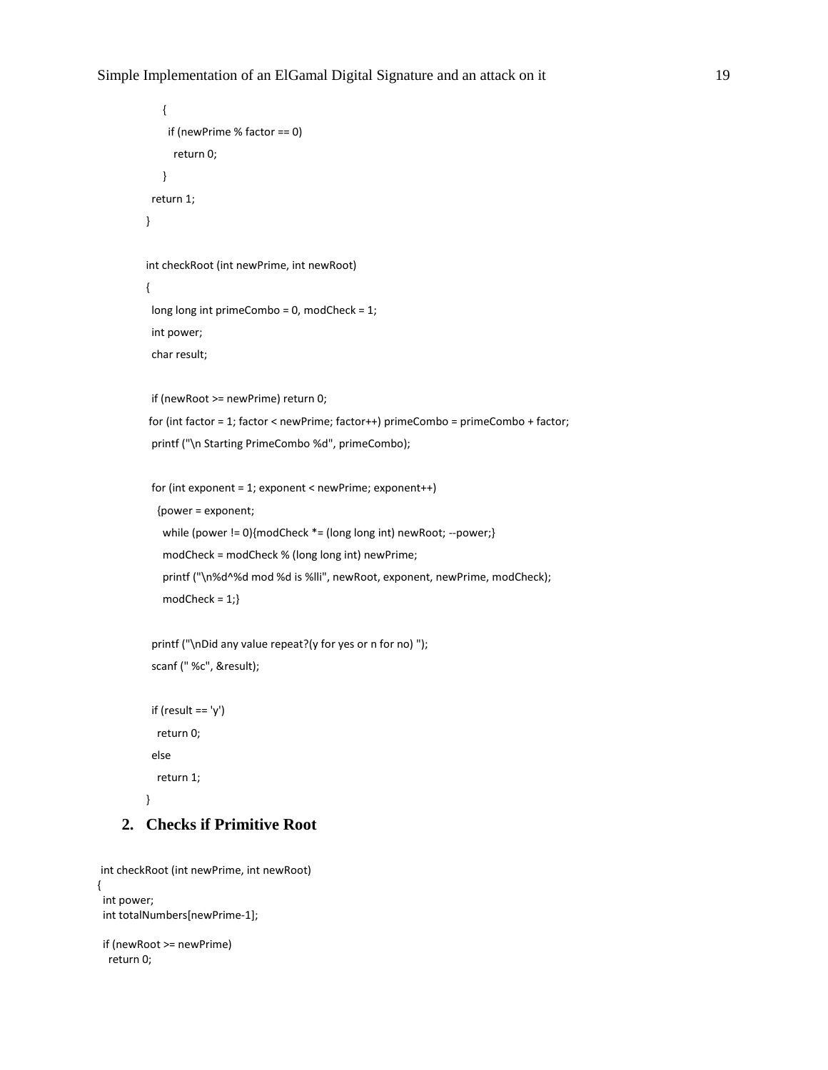```
    {
      if (newPrime % factor == 0)
        return 0;
    }
  return 1;
}

int checkRoot (int newPrime, int newRoot)
{
  long long int primeCombo = 0, modCheck = 1;
  int power;
  char result;

  if (newRoot >= newPrime) return 0;
 for (int factor = 1; factor < newPrime; factor++) primeCombo = primeCombo + factor;
  printf ("\n Starting PrimeCombo %d", primeCombo);

  for (int exponent = 1; exponent < newPrime; exponent++)
    {power = exponent;
      while (power != 0){modCheck *= (long long int) newRoot; --power;}
      modCheck = modCheck % (long long int) newPrime;
      printf ("\n%d^%d mod %d is %lli", newRoot, exponent, newPrime, modCheck);
      modCheck = 1;}

  printf ("\nDid any value repeat?(y for yes or n for no) ");
  scanf (" %c", &result);

  if (result == 'y')
    return 0;
  else
    return 1;
}
```

## 2. Checks if Primitive Root

```
 int checkRoot (int newPrime, int newRoot)
{
  int power;
  int totalNumbers[newPrime-1];

  if (newRoot >= newPrime)
    return 0;
```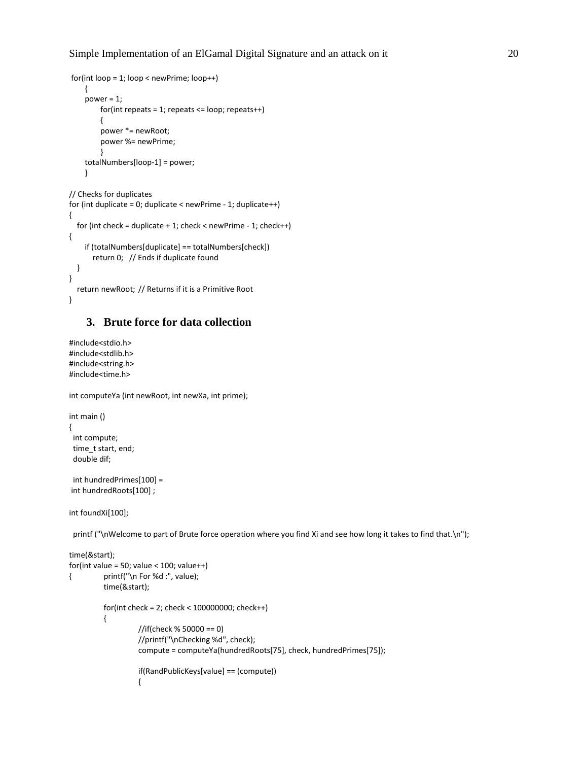```
for(int loop = 1; loop < newPrime; loop++)
      {
      power = 1;
            for(int repeats = 1; repeats <= loop; repeats++)
            {
            power *= newRoot;
            power %= newPrime;
            }
      totalNumbers[loop-1] = power;
      }

// Checks for duplicates
for (int duplicate = 0; duplicate < newPrime - 1; duplicate++)
{
   for (int check = duplicate + 1; check < newPrime - 1; check++)
{
      if (totalNumbers[duplicate] == totalNumbers[check])
         return 0;   // Ends if duplicate found
   }
}
   return newRoot; // Returns if it is a Primitive Root
}
```

### 3. Brute force for data collection

```
#include<stdio.h>
#include<stdlib.h>
#include<string.h>
#include<time.h>

int computeYa (int newRoot, int newXa, int prime);

int main ()
{
  int compute;
  time_t start, end;
  double dif;

  int hundredPrimes[100] =
 int hundredRoots[100] ;

int foundXi[100];

  printf ("\nWelcome to part of Brute force operation where you find Xi and see how long it takes to find that.\n");

time(&start);
for(int value = 50; value < 100; value++)
{             printf("\n For %d :", value);
              time(&start);

              for(int check = 2; check < 100000000; check++)
              {
                          //if(check % 50000 == 0)
                          //printf("\nChecking %d", check);
                          compute = computeYa(hundredRoots[75], check, hundredPrimes[75]);

                          if(RandPublicKeys[value] == (compute))
                          {
```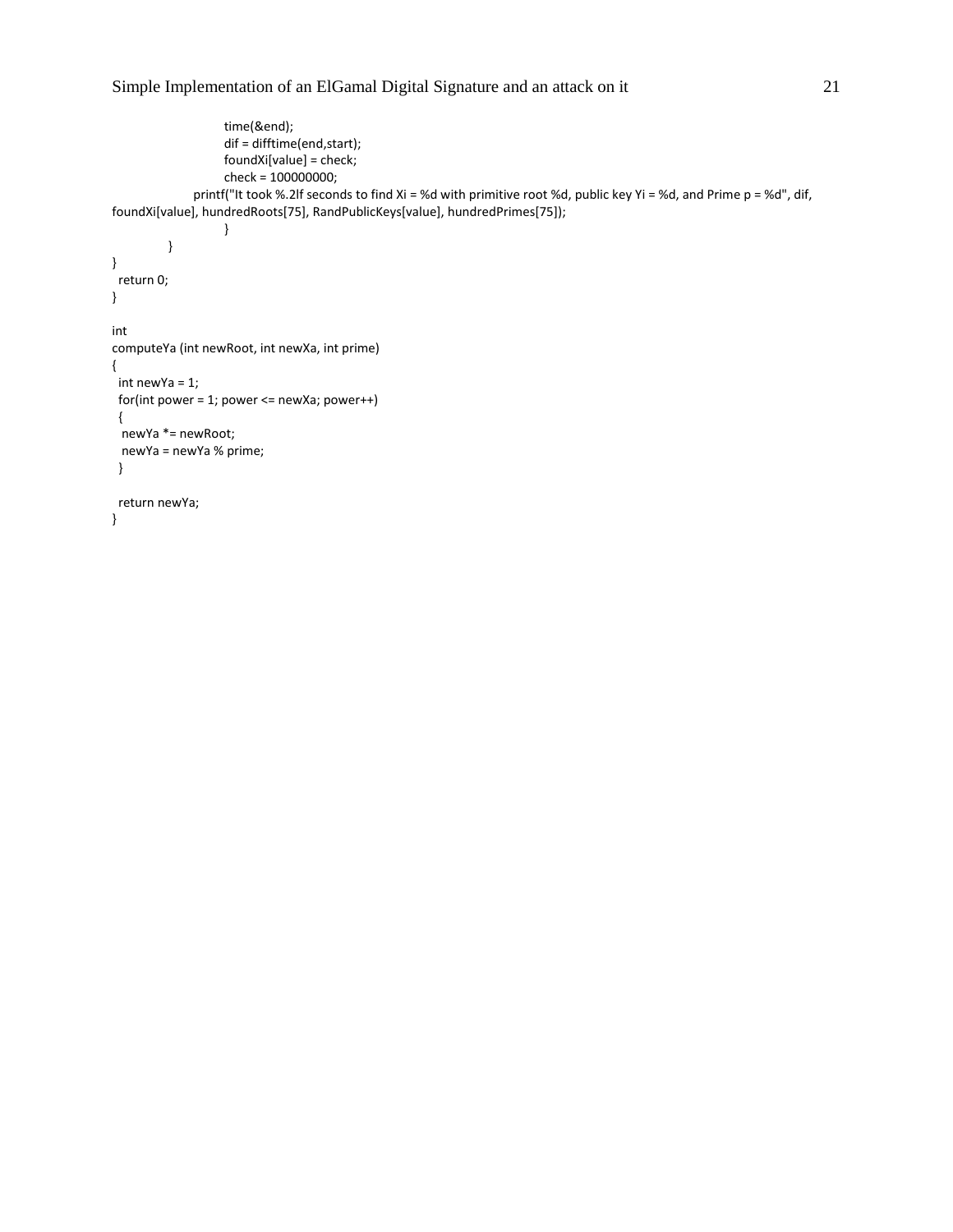```
                time(&end);
                dif = difftime(end,start);
                foundXi[value] = check;
                check = 100000000;
            printf("It took %.2lf seconds to find Xi = %d with primitive root %d, public key Yi = %d, and Prime p = %d", dif,
foundXi[value], hundredRoots[75], RandPublicKeys[value], hundredPrimes[75]);
                }
        }
}
  return 0;
}

int
computeYa (int newRoot, int newXa, int prime)
{
  int newYa = 1;
  for(int power = 1; power <= newXa; power++)
  {
   newYa *= newRoot;
   newYa = newYa % prime;
  }

  return newYa;
}
```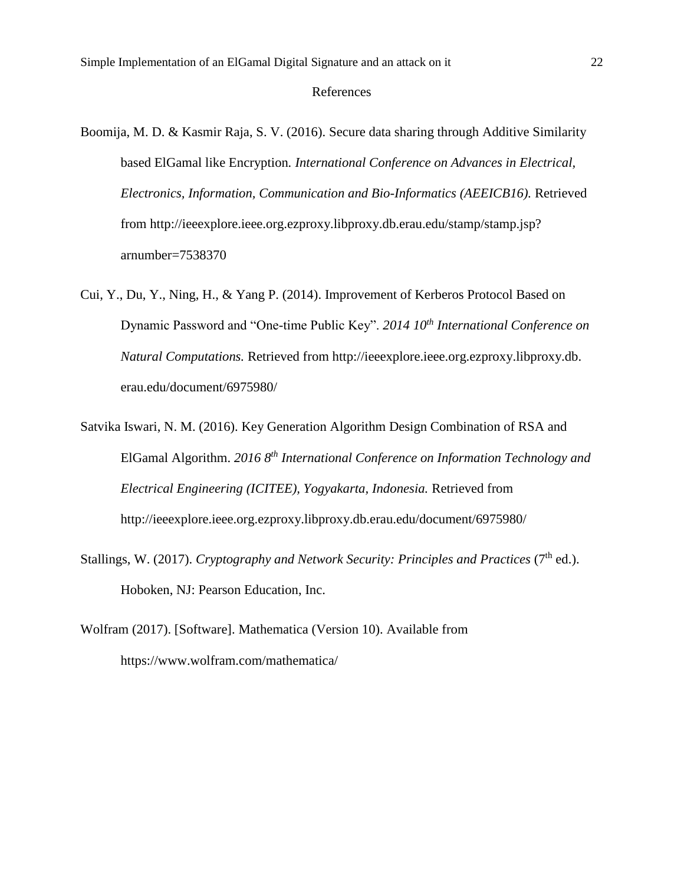# References

Boomija, M. D. & Kasmir Raja, S. V. (2016). Secure data sharing through Additive Similarity based ElGamal like Encryption. *International Conference on Advances in Electrical, Electronics, Information, Communication and Bio-Informatics (AEEICB16).* Retrieved from http://ieeexplore.ieee.org.ezproxy.libproxy.db.erau.edu/stamp/stamp.jsp?arnumber=7538370

Cui, Y., Du, Y., Ning, H., & Yang P. (2014). Improvement of Kerberos Protocol Based on Dynamic Password and "One-time Public Key". *2014 10th International Conference on Natural Computations.* Retrieved from http://ieeexplore.ieee.org.ezproxy.libproxy.db.erau.edu/document/6975980/

Satvika Iswari, N. M. (2016). Key Generation Algorithm Design Combination of RSA and ElGamal Algorithm. *2016 8th International Conference on Information Technology and Electrical Engineering (ICITEE), Yogyakarta, Indonesia.* Retrieved from http://ieeexplore.ieee.org.ezproxy.libproxy.db.erau.edu/document/6975980/

Stallings, W. (2017). *Cryptography and Network Security: Principles and Practices* (7th ed.). Hoboken, NJ: Pearson Education, Inc.

Wolfram (2017). [Software]. Mathematica (Version 10). Available from https://www.wolfram.com/mathematica/